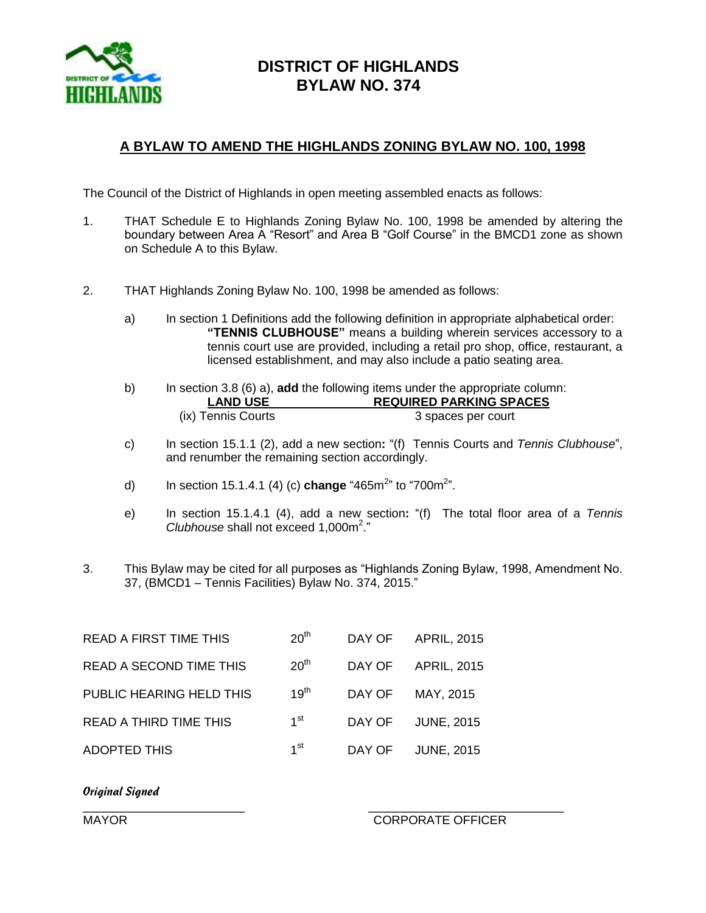# DISTRICT OF HIGHLANDS
# BYLAW NO. 374

## A BYLAW TO AMEND THE HIGHLANDS ZONING BYLAW NO. 100, 1998

The Council of the District of Highlands in open meeting assembled enacts as follows:

1. THAT Schedule E to Highlands Zoning Bylaw No. 100, 1998 be amended by altering the boundary between Area A "Resort" and Area B "Golf Course" in the BMCD1 zone as shown on Schedule A to this Bylaw.

2. THAT Highlands Zoning Bylaw No. 100, 1998 be amended as follows:

   a) In section 1 Definitions add the following definition in appropriate alphabetical order:
      **"TENNIS CLUBHOUSE"** means a building wherein services accessory to a tennis court use are provided, including a retail pro shop, office, restaurant, a licensed establishment, and may also include a patio seating area.

   b) In section 3.8 (6) a), **add** the following items under the appropriate column:

      | LAND USE | REQUIRED PARKING SPACES |
      |---|---|
      | (ix) Tennis Courts | 3 spaces per court |

   c) In section 15.1.1 (2), add a new section**:** "(f) Tennis Courts and *Tennis Clubhouse*", and renumber the remaining section accordingly.

   d) In section 15.1.4.1 (4) (c) **change** "465m$^2$" to "700m$^2$".

   e) In section 15.1.4.1 (4), add a new section**:** "(f) The total floor area of a *Tennis Clubhouse* shall not exceed 1,000m$^2$."

3. This Bylaw may be cited for all purposes as "Highlands Zoning Bylaw, 1998, Amendment No. 37, (BMCD1 – Tennis Facilities) Bylaw No. 374, 2015."

| | | | |
|---|---|---|---|
| READ A FIRST TIME THIS | 20th | DAY OF | APRIL, 2015 |
| READ A SECOND TIME THIS | 20th | DAY OF | APRIL, 2015 |
| PUBLIC HEARING HELD THIS | 19th | DAY OF | MAY, 2015 |
| READ A THIRD TIME THIS | 1st | DAY OF | JUNE, 2015 |
| ADOPTED THIS | 1st | DAY OF | JUNE, 2015 |

*Original Signed*

MAYOR

CORPORATE OFFICER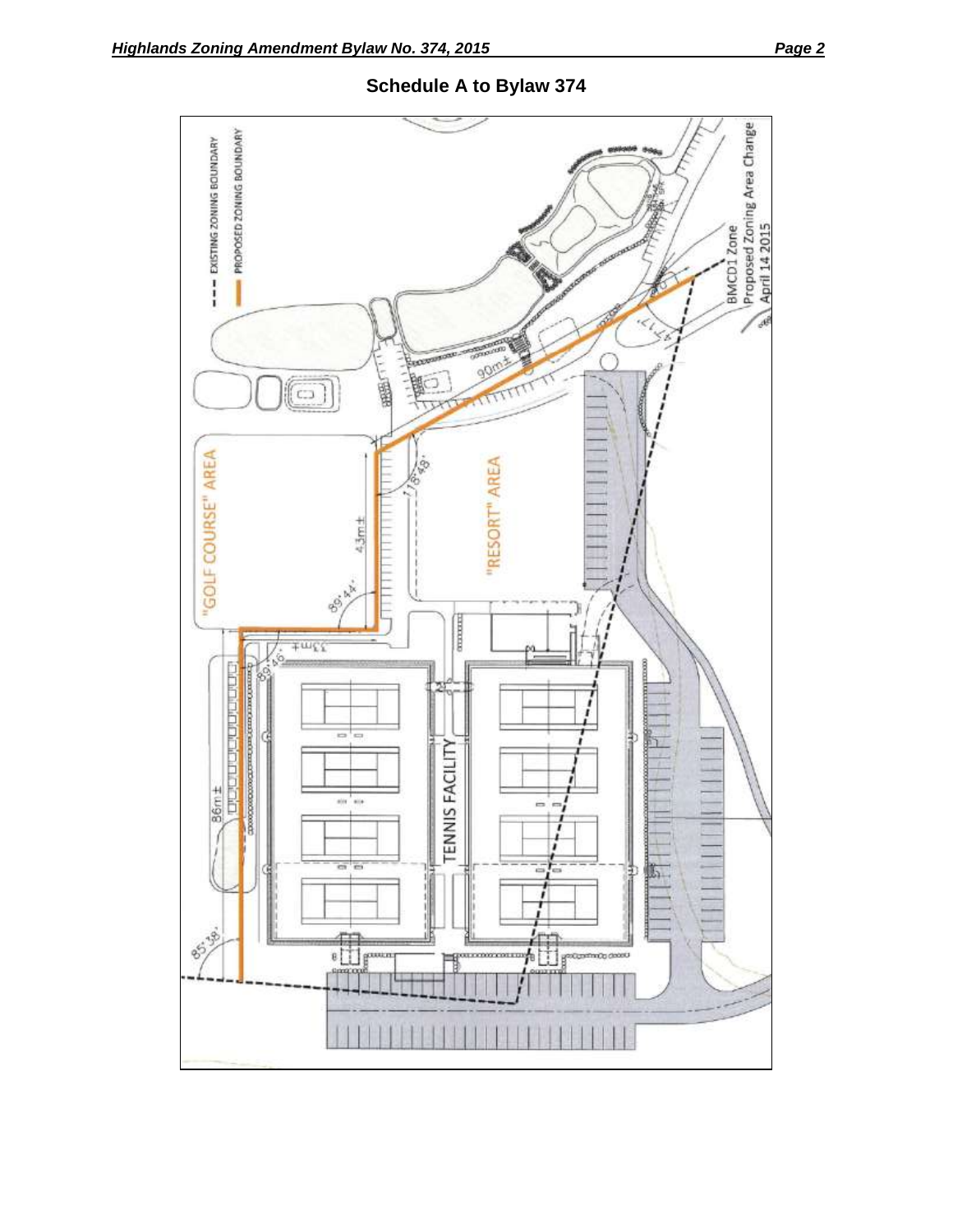# Schedule A to Bylaw 374

EXISTING ZONING BOUNDARY

PROPOSED ZONING BOUNDARY

"GOLF COURSE" AREA

"RESORT" AREA

TENNIS FACILITY

BMCD1 Zone
Proposed Zoning Area Change
April 14 2015

90m±

43m±

86m±

13m±

118°48'

89°44'

89°46'

85°38'

47°17'